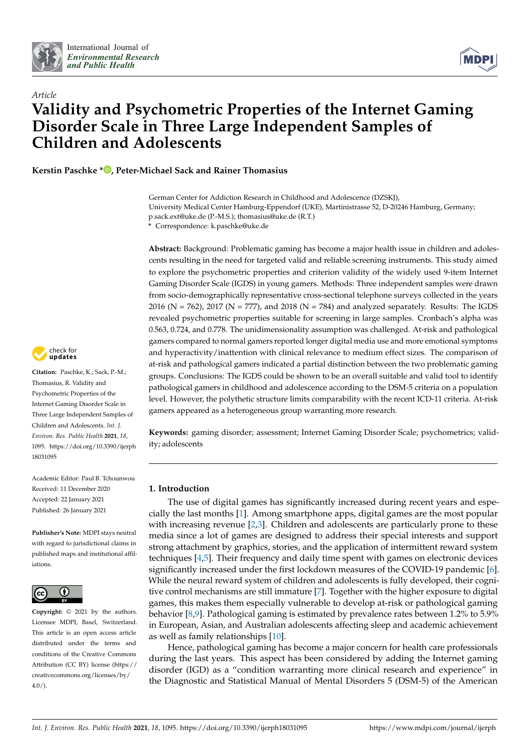International Journal of *Environmental Research and Public Health*

*Article*

# Validity and Psychometric Properties of the Internet Gaming Disorder Scale in Three Large Independent Samples of Children and Adolescents

**Kerstin Paschke \*, Peter-Michael Sack and Rainer Thomasius**

German Center for Addiction Research in Childhood and Adolescence (DZSKJ), University Medical Center Hamburg-Eppendorf (UKE), Martinistrasse 52, D-20246 Hamburg, Germany; p.sack.ext@uke.de (P.-M.S.); thomasius@uke.de (R.T.)
\* Correspondence: k.paschke@uke.de

**Abstract:** Background: Problematic gaming has become a major health issue in children and adolescents resulting in the need for targeted valid and reliable screening instruments. This study aimed to explore the psychometric properties and criterion validity of the widely used 9-item Internet Gaming Disorder Scale (IGDS) in young gamers. Methods: Three independent samples were drawn from socio-demographically representative cross-sectional telephone surveys collected in the years 2016 (N = 762), 2017 (N = 777), and 2018 (N = 784) and analyzed separately. Results: The IGDS revealed psychometric properties suitable for screening in large samples. Cronbach's alpha was 0.563, 0.724, and 0.778. The unidimensionality assumption was challenged. At-risk and pathological gamers compared to normal gamers reported longer digital media use and more emotional symptoms and hyperactivity/inattention with clinical relevance to medium effect sizes. The comparison of at-risk and pathological gamers indicated a partial distinction between the two problematic gaming groups. Conclusions: The IGDS could be shown to be an overall suitable and valid tool to identify pathological gamers in childhood and adolescence according to the DSM-5 criteria on a population level. However, the polythetic structure limits comparability with the recent ICD-11 criteria. At-risk gamers appeared as a heterogeneous group warranting more research.

**Keywords:** gaming disorder; assessment; Internet Gaming Disorder Scale; psychometrics; validity; adolescents

**Citation:** Paschke, K.; Sack, P.-M.; Thomasius, R. Validity and Psychometric Properties of the Internet Gaming Disorder Scale in Three Large Independent Samples of Children and Adolescents. *Int. J. Environ. Res. Public Health* **2021**, *18*, 1095. https://doi.org/10.3390/ijerph18031095

Academic Editor: Paul B. Tchounwou
Received: 11 December 2020
Accepted: 22 January 2021
Published: 26 January 2021

**Publisher's Note:** MDPI stays neutral with regard to jurisdictional claims in published maps and institutional affiliations.

**Copyright:** © 2021 by the authors. Licensee MDPI, Basel, Switzerland. This article is an open access article distributed under the terms and conditions of the Creative Commons Attribution (CC BY) license (https://creativecommons.org/licenses/by/4.0/).

## 1. Introduction

The use of digital games has significantly increased during recent years and especially the last months [1]. Among smartphone apps, digital games are the most popular with increasing revenue [2,3]. Children and adolescents are particularly prone to these media since a lot of games are designed to address their special interests and support strong attachment by graphics, stories, and the application of intermittent reward system techniques [4,5]. Their frequency and daily time spent with games on electronic devices significantly increased under the first lockdown measures of the COVID-19 pandemic [6]. While the neural reward system of children and adolescents is fully developed, their cognitive control mechanisms are still immature [7]. Together with the higher exposure to digital games, this makes them especially vulnerable to develop at-risk or pathological gaming behavior [8,9]. Pathological gaming is estimated by prevalence rates between 1.2% to 5.9% in European, Asian, and Australian adolescents affecting sleep and academic achievement as well as family relationships [10].

Hence, pathological gaming has become a major concern for health care professionals during the last years. This aspect has been considered by adding the Internet gaming disorder (IGD) as a "condition warranting more clinical research and experience" in the Diagnostic and Statistical Manual of Mental Disorders 5 (DSM-5) of the American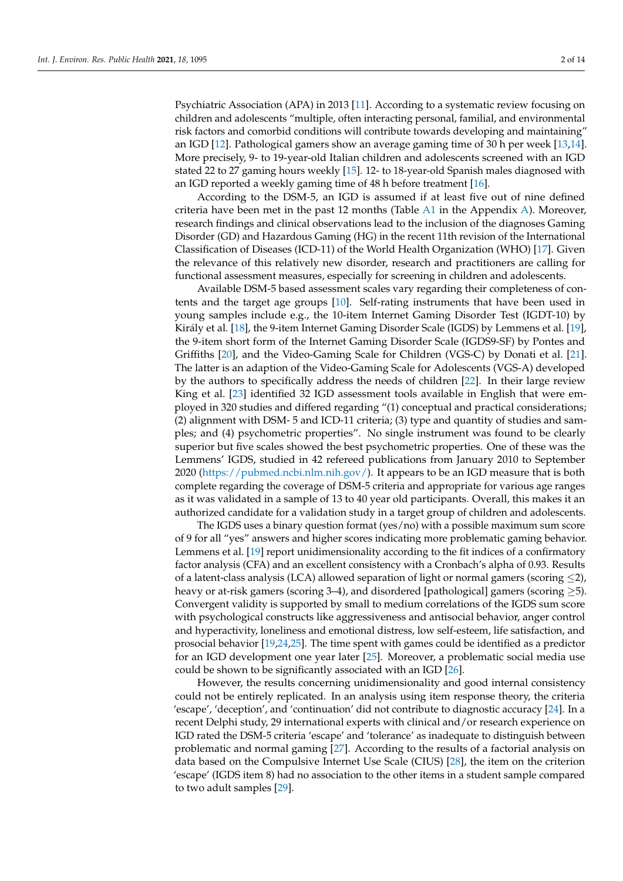Psychiatric Association (APA) in 2013 [11]. According to a systematic review focusing on children and adolescents "multiple, often interacting personal, familial, and environmental risk factors and comorbid conditions will contribute towards developing and maintaining" an IGD [12]. Pathological gamers show an average gaming time of 30 h per week [13,14]. More precisely, 9- to 19-year-old Italian children and adolescents screened with an IGD stated 22 to 27 gaming hours weekly [15]. 12- to 18-year-old Spanish males diagnosed with an IGD reported a weekly gaming time of 48 h before treatment [16].

According to the DSM-5, an IGD is assumed if at least five out of nine defined criteria have been met in the past 12 months (Table A1 in the Appendix A). Moreover, research findings and clinical observations lead to the inclusion of the diagnoses Gaming Disorder (GD) and Hazardous Gaming (HG) in the recent 11th revision of the International Classification of Diseases (ICD-11) of the World Health Organization (WHO) [17]. Given the relevance of this relatively new disorder, research and practitioners are calling for functional assessment measures, especially for screening in children and adolescents.

Available DSM-5 based assessment scales vary regarding their completeness of contents and the target age groups [10]. Self-rating instruments that have been used in young samples include e.g., the 10-item Internet Gaming Disorder Test (IGDT-10) by Király et al. [18], the 9-item Internet Gaming Disorder Scale (IGDS) by Lemmens et al. [19], the 9-item short form of the Internet Gaming Disorder Scale (IGDS9-SF) by Pontes and Griffiths [20], and the Video-Gaming Scale for Children (VGS-C) by Donati et al. [21]. The latter is an adaption of the Video-Gaming Scale for Adolescents (VGS-A) developed by the authors to specifically address the needs of children [22]. In their large review King et al. [23] identified 32 IGD assessment tools available in English that were employed in 320 studies and differed regarding "(1) conceptual and practical considerations; (2) alignment with DSM- 5 and ICD-11 criteria; (3) type and quantity of studies and samples; and (4) psychometric properties". No single instrument was found to be clearly superior but five scales showed the best psychometric properties. One of these was the Lemmens' IGDS, studied in 42 refereed publications from January 2010 to September 2020 (https://pubmed.ncbi.nlm.nih.gov/). It appears to be an IGD measure that is both complete regarding the coverage of DSM-5 criteria and appropriate for various age ranges as it was validated in a sample of 13 to 40 year old participants. Overall, this makes it an authorized candidate for a validation study in a target group of children and adolescents.

The IGDS uses a binary question format (yes/no) with a possible maximum sum score of 9 for all "yes" answers and higher scores indicating more problematic gaming behavior. Lemmens et al. [19] report unidimensionality according to the fit indices of a confirmatory factor analysis (CFA) and an excellent consistency with a Cronbach's alpha of 0.93. Results of a latent-class analysis (LCA) allowed separation of light or normal gamers (scoring $\leq 2$), heavy or at-risk gamers (scoring 3–4), and disordered [pathological] gamers (scoring $\geq 5$). Convergent validity is supported by small to medium correlations of the IGDS sum score with psychological constructs like aggressiveness and antisocial behavior, anger control and hyperactivity, loneliness and emotional distress, low self-esteem, life satisfaction, and prosocial behavior [19,24,25]. The time spent with games could be identified as a predictor for an IGD development one year later [25]. Moreover, a problematic social media use could be shown to be significantly associated with an IGD [26].

However, the results concerning unidimensionality and good internal consistency could not be entirely replicated. In an analysis using item response theory, the criteria 'escape', 'deception', and 'continuation' did not contribute to diagnostic accuracy [24]. In a recent Delphi study, 29 international experts with clinical and/or research experience on IGD rated the DSM-5 criteria 'escape' and 'tolerance' as inadequate to distinguish between problematic and normal gaming [27]. According to the results of a factorial analysis on data based on the Compulsive Internet Use Scale (CIUS) [28], the item on the criterion 'escape' (IGDS item 8) had no association to the other items in a student sample compared to two adult samples [29].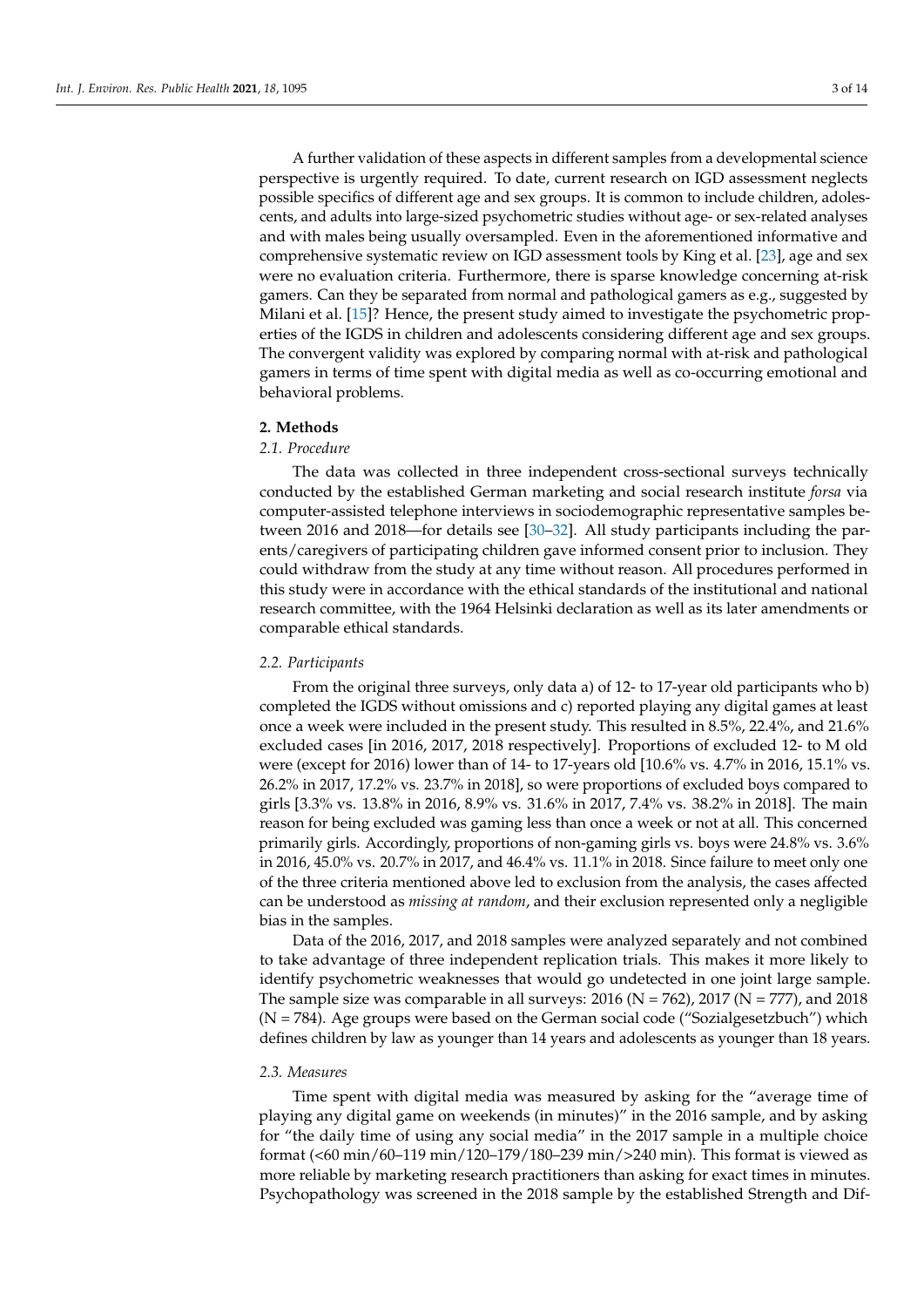A further validation of these aspects in different samples from a developmental science perspective is urgently required. To date, current research on IGD assessment neglects possible specifics of different age and sex groups. It is common to include children, adolescents, and adults into large-sized psychometric studies without age- or sex-related analyses and with males being usually oversampled. Even in the aforementioned informative and comprehensive systematic review on IGD assessment tools by King et al. [23], age and sex were no evaluation criteria. Furthermore, there is sparse knowledge concerning at-risk gamers. Can they be separated from normal and pathological gamers as e.g., suggested by Milani et al. [15]? Hence, the present study aimed to investigate the psychometric properties of the IGDS in children and adolescents considering different age and sex groups. The convergent validity was explored by comparing normal with at-risk and pathological gamers in terms of time spent with digital media as well as co-occurring emotional and behavioral problems.

## 2. Methods

### 2.1. Procedure

The data was collected in three independent cross-sectional surveys technically conducted by the established German marketing and social research institute *forsa* via computer-assisted telephone interviews in sociodemographic representative samples between 2016 and 2018—for details see [30–32]. All study participants including the parents/caregivers of participating children gave informed consent prior to inclusion. They could withdraw from the study at any time without reason. All procedures performed in this study were in accordance with the ethical standards of the institutional and national research committee, with the 1964 Helsinki declaration as well as its later amendments or comparable ethical standards.

### 2.2. Participants

From the original three surveys, only data a) of 12- to 17-year old participants who b) completed the IGDS without omissions and c) reported playing any digital games at least once a week were included in the present study. This resulted in 8.5%, 22.4%, and 21.6% excluded cases [in 2016, 2017, 2018 respectively]. Proportions of excluded 12- to M old were (except for 2016) lower than of 14- to 17-years old [10.6% vs. 4.7% in 2016, 15.1% vs. 26.2% in 2017, 17.2% vs. 23.7% in 2018], so were proportions of excluded boys compared to girls [3.3% vs. 13.8% in 2016, 8.9% vs. 31.6% in 2017, 7.4% vs. 38.2% in 2018]. The main reason for being excluded was gaming less than once a week or not at all. This concerned primarily girls. Accordingly, proportions of non-gaming girls vs. boys were 24.8% vs. 3.6% in 2016, 45.0% vs. 20.7% in 2017, and 46.4% vs. 11.1% in 2018. Since failure to meet only one of the three criteria mentioned above led to exclusion from the analysis, the cases affected can be understood as *missing at random*, and their exclusion represented only a negligible bias in the samples.

Data of the 2016, 2017, and 2018 samples were analyzed separately and not combined to take advantage of three independent replication trials. This makes it more likely to identify psychometric weaknesses that would go undetected in one joint large sample. The sample size was comparable in all surveys: 2016 (N = 762), 2017 (N = 777), and 2018 (N = 784). Age groups were based on the German social code ("Sozialgesetzbuch") which defines children by law as younger than 14 years and adolescents as younger than 18 years.

### 2.3. Measures

Time spent with digital media was measured by asking for the "average time of playing any digital game on weekends (in minutes)" in the 2016 sample, and by asking for "the daily time of using any social media" in the 2017 sample in a multiple choice format (<60 min/60–119 min/120–179/180–239 min/>240 min). This format is viewed as more reliable by marketing research practitioners than asking for exact times in minutes. Psychopathology was screened in the 2018 sample by the established Strength and Dif-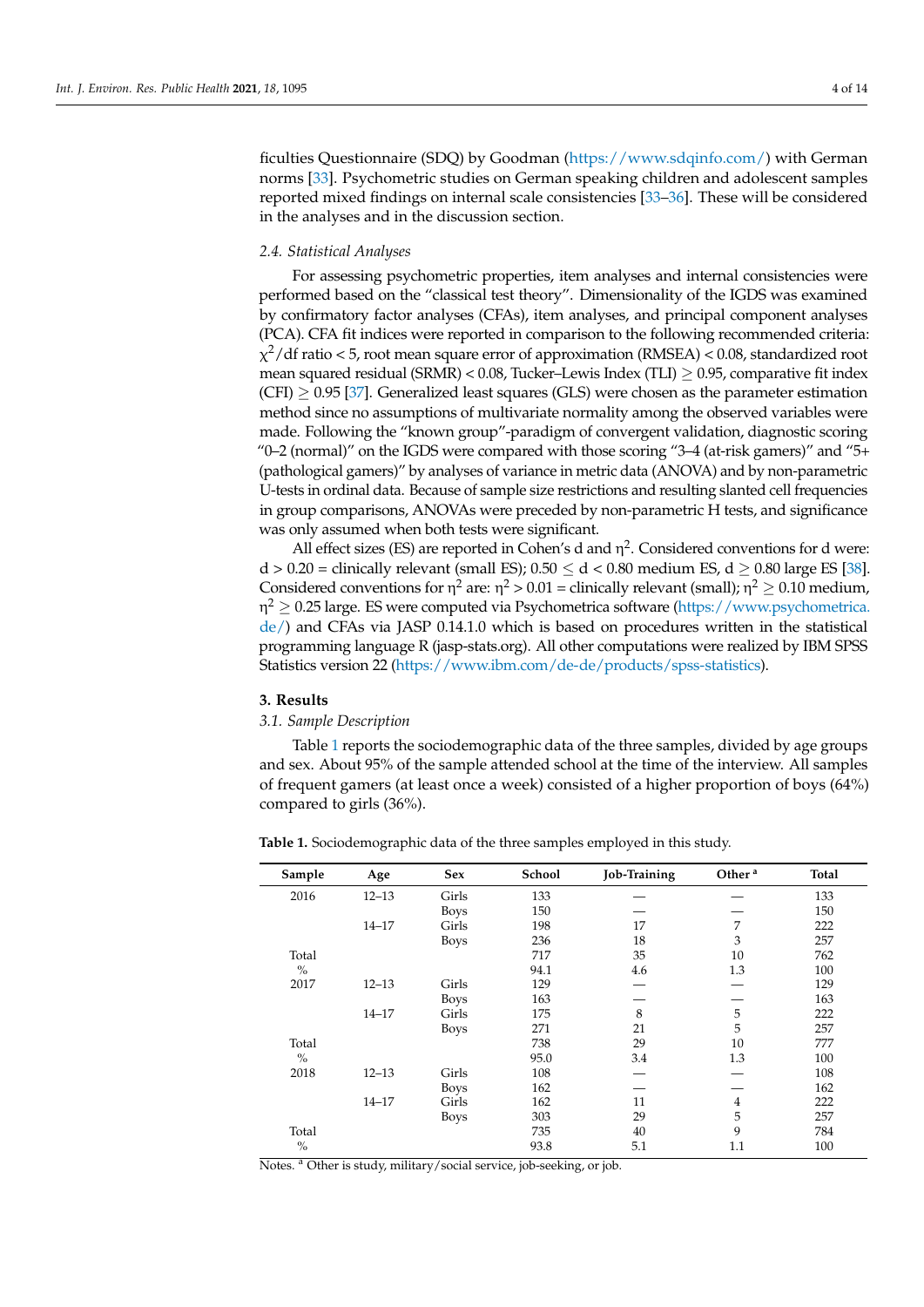ficulties Questionnaire (SDQ) by Goodman (https://www.sdqinfo.com/) with German norms [33]. Psychometric studies on German speaking children and adolescent samples reported mixed findings on internal scale consistencies [33–36]. These will be considered in the analyses and in the discussion section.

### *2.4. Statistical Analyses*

For assessing psychometric properties, item analyses and internal consistencies were performed based on the "classical test theory". Dimensionality of the IGDS was examined by confirmatory factor analyses (CFAs), item analyses, and principal component analyses (PCA). CFA fit indices were reported in comparison to the following recommended criteria: $\chi^2$/df ratio < 5, root mean square error of approximation (RMSEA) < 0.08, standardized root mean squared residual (SRMR) < 0.08, Tucker–Lewis Index (TLI) $\geq$ 0.95, comparative fit index (CFI) $\geq$ 0.95 [37]. Generalized least squares (GLS) were chosen as the parameter estimation method since no assumptions of multivariate normality among the observed variables were made. Following the "known group"-paradigm of convergent validation, diagnostic scoring "0–2 (normal)" on the IGDS were compared with those scoring "3–4 (at-risk gamers)" and "5+ (pathological gamers)" by analyses of variance in metric data (ANOVA) and by non-parametric U-tests in ordinal data. Because of sample size restrictions and resulting slanted cell frequencies in group comparisons, ANOVAs were preceded by non-parametric H tests, and significance was only assumed when both tests were significant.

All effect sizes (ES) are reported in Cohen's d and $\eta^2$. Considered conventions for d were: d > 0.20 = clinically relevant (small ES); 0.50 $\leq$ d < 0.80 medium ES, d $\geq$ 0.80 large ES [38]. Considered conventions for $\eta^2$ are: $\eta^2$ > 0.01 = clinically relevant (small); $\eta^2 \geq$ 0.10 medium, $\eta^2 \geq$ 0.25 large. ES were computed via Psychometrica software (https://www.psychometrica.de/) and CFAs via JASP 0.14.1.0 which is based on procedures written in the statistical programming language R (jasp-stats.org). All other computations were realized by IBM SPSS Statistics version 22 (https://www.ibm.com/de-de/products/spss-statistics).

## 3. Results

### *3.1. Sample Description*

Table 1 reports the sociodemographic data of the three samples, divided by age groups and sex. About 95% of the sample attended school at the time of the interview. All samples of frequent gamers (at least once a week) consisted of a higher proportion of boys (64%) compared to girls (36%).

**Table 1.** Sociodemographic data of the three samples employed in this study.

| Sample | Age | Sex | School | Job-Training | Other [a] | Total |
|---|---|---|---|---|---|---|
| 2016 | 12–13 | Girls | 133 | — | — | 133 |
| | | Boys | 150 | — | — | 150 |
| | 14–17 | Girls | 198 | 17 | 7 | 222 |
| | | Boys | 236 | 18 | 3 | 257 |
| Total | | | 717 | 35 | 10 | 762 |
| % | | | 94.1 | 4.6 | 1.3 | 100 |
| 2017 | 12–13 | Girls | 129 | — | — | 129 |
| | | Boys | 163 | — | — | 163 |
| | 14–17 | Girls | 175 | 8 | 5 | 222 |
| | | Boys | 271 | 21 | 5 | 257 |
| Total | | | 738 | 29 | 10 | 777 |
| % | | | 95.0 | 3.4 | 1.3 | 100 |
| 2018 | 12–13 | Girls | 108 | — | — | 108 |
| | | Boys | 162 | — | — | 162 |
| | 14–17 | Girls | 162 | 11 | 4 | 222 |
| | | Boys | 303 | 29 | 5 | 257 |
| Total | | | 735 | 40 | 9 | 784 |
| % | | | 93.8 | 5.1 | 1.1 | 100 |

Notes. [a] Other is study, military/social service, job-seeking, or job.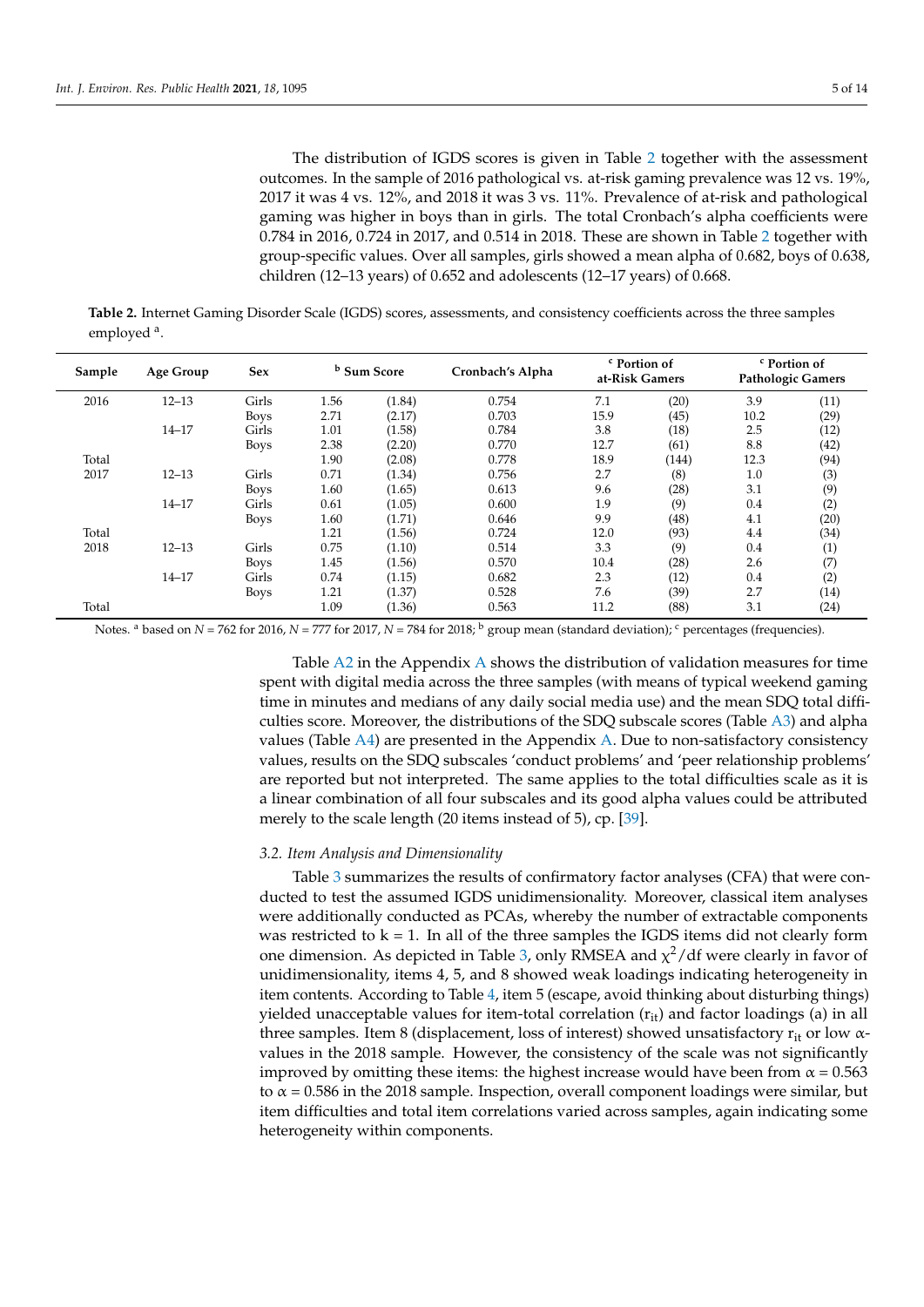The distribution of IGDS scores is given in Table 2 together with the assessment outcomes. In the sample of 2016 pathological vs. at-risk gaming prevalence was 12 vs. 19%, 2017 it was 4 vs. 12%, and 2018 it was 3 vs. 11%. Prevalence of at-risk and pathological gaming was higher in boys than in girls. The total Cronbach's alpha coefficients were 0.784 in 2016, 0.724 in 2017, and 0.514 in 2018. These are shown in Table 2 together with group-specific values. Over all samples, girls showed a mean alpha of 0.682, boys of 0.638, children (12–13 years) of 0.652 and adolescents (12–17 years) of 0.668.

**Table 2.** Internet Gaming Disorder Scale (IGDS) scores, assessments, and consistency coefficients across the three samples employed [a].

| Sample | Age Group | Sex | [b] Sum Score | | Cronbach's Alpha | [c] Portion of at-Risk Gamers | | [c] Portion of Pathologic Gamers | |
|---|---|---|---|---|---|---|---|---|---|
| 2016 | 12–13 | Girls | 1.56 | (1.84) | 0.754 | 7.1 | (20) | 3.9 | (11) |
| | | Boys | 2.71 | (2.17) | 0.703 | 15.9 | (45) | 10.2 | (29) |
| | 14–17 | Girls | 1.01 | (1.58) | 0.784 | 3.8 | (18) | 2.5 | (12) |
| | | Boys | 2.38 | (2.20) | 0.770 | 12.7 | (61) | 8.8 | (42) |
| Total | | | 1.90 | (2.08) | 0.778 | 18.9 | (144) | 12.3 | (94) |
| 2017 | 12–13 | Girls | 0.71 | (1.34) | 0.756 | 2.7 | (8) | 1.0 | (3) |
| | | Boys | 1.60 | (1.65) | 0.613 | 9.6 | (28) | 3.1 | (9) |
| | 14–17 | Girls | 0.61 | (1.05) | 0.600 | 1.9 | (9) | 0.4 | (2) |
| | | Boys | 1.60 | (1.71) | 0.646 | 9.9 | (48) | 4.1 | (20) |
| Total | | | 1.21 | (1.56) | 0.724 | 12.0 | (93) | 4.4 | (34) |
| 2018 | 12–13 | Girls | 0.75 | (1.10) | 0.514 | 3.3 | (9) | 0.4 | (1) |
| | | Boys | 1.45 | (1.56) | 0.570 | 10.4 | (28) | 2.6 | (7) |
| | 14–17 | Girls | 0.74 | (1.15) | 0.682 | 2.3 | (12) | 0.4 | (2) |
| | | Boys | 1.21 | (1.37) | 0.528 | 7.6 | (39) | 2.7 | (14) |
| Total | | | 1.09 | (1.36) | 0.563 | 11.2 | (88) | 3.1 | (24) |

Notes. [a] based on $N$ = 762 for 2016, $N$ = 777 for 2017, $N$ = 784 for 2018; [b] group mean (standard deviation); [c] percentages (frequencies).

Table A2 in the Appendix A shows the distribution of validation measures for time spent with digital media across the three samples (with means of typical weekend gaming time in minutes and medians of any daily social media use) and the mean SDQ total difficulties score. Moreover, the distributions of the SDQ subscale scores (Table A3) and alpha values (Table A4) are presented in the Appendix A. Due to non-satisfactory consistency values, results on the SDQ subscales 'conduct problems' and 'peer relationship problems' are reported but not interpreted. The same applies to the total difficulties scale as it is a linear combination of all four subscales and its good alpha values could be attributed merely to the scale length (20 items instead of 5), cp. [39].

### *3.2. Item Analysis and Dimensionality*

Table 3 summarizes the results of confirmatory factor analyses (CFA) that were conducted to test the assumed IGDS unidimensionality. Moreover, classical item analyses were additionally conducted as PCAs, whereby the number of extractable components was restricted to k = 1. In all of the three samples the IGDS items did not clearly form one dimension. As depicted in Table 3, only RMSEA and $\chi^2$/df were clearly in favor of unidimensionality, items 4, 5, and 8 showed weak loadings indicating heterogeneity in item contents. According to Table 4, item 5 (escape, avoid thinking about disturbing things) yielded unacceptable values for item-total correlation ($r_{it}$) and factor loadings (a) in all three samples. Item 8 (displacement, loss of interest) showed unsatisfactory $r_{it}$ or low $\alpha$-values in the 2018 sample. However, the consistency of the scale was not significantly improved by omitting these items: the highest increase would have been from $\alpha$ = 0.563 to $\alpha$ = 0.586 in the 2018 sample. Inspection, overall component loadings were similar, but item difficulties and total item correlations varied across samples, again indicating some heterogeneity within components.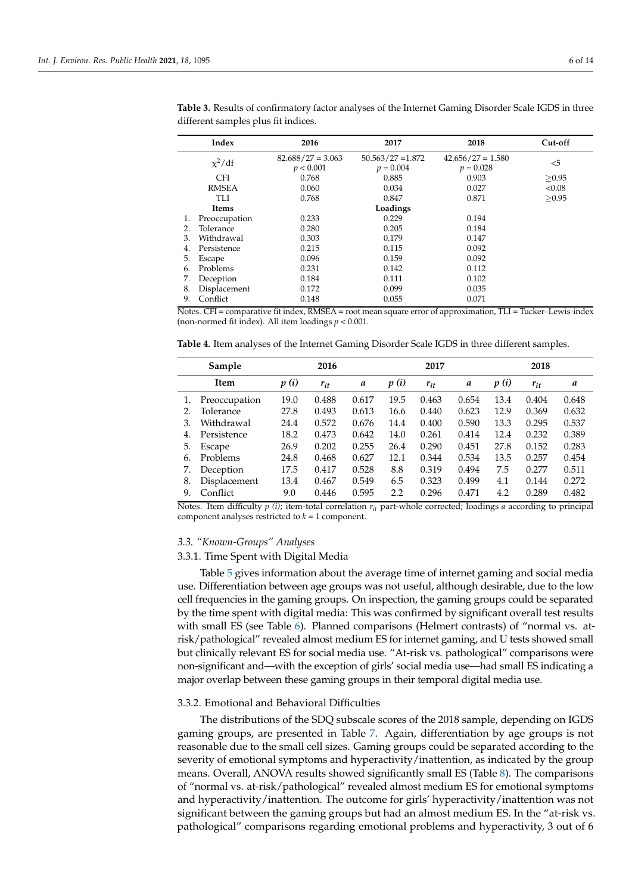**Table 3.** Results of confirmatory factor analyses of the Internet Gaming Disorder Scale IGDS in three different samples plus fit indices.

| Index | 2016 | 2017 | 2018 | Cut-off |
|---|---|---|---|---|
| $\chi^2$/df | 82.688/27 = 3.063 $p < 0.001$ | 50.563/27 =1.872 $p = 0.004$ | 42.656/27 = 1.580 $p = 0.028$ | <5 |
| CFI | 0.768 | 0.885 | 0.903 | ≥0.95 |
| RMSEA | 0.060 | 0.034 | 0.027 | <0.08 |
| TLI | 0.768 | 0.847 | 0.871 | ≥0.95 |
| **Items** | | **Loadings** | | |
| 1. Preoccupation | 0.233 | 0.229 | 0.194 | |
| 2. Tolerance | 0.280 | 0.205 | 0.184 | |
| 3. Withdrawal | 0.303 | 0.179 | 0.147 | |
| 4. Persistence | 0.215 | 0.115 | 0.092 | |
| 5. Escape | 0.096 | 0.159 | 0.092 | |
| 6. Problems | 0.231 | 0.142 | 0.112 | |
| 7. Deception | 0.184 | 0.111 | 0.102 | |
| 8. Displacement | 0.172 | 0.099 | 0.035 | |
| 9. Conflict | 0.148 | 0.055 | 0.071 | |

Notes. CFI = comparative fit index, RMSEA = root mean square error of approximation, TLI = Tucker–Lewis-index (non-normed fit index). All item loadings $p < 0.001$.

**Table 4.** Item analyses of the Internet Gaming Disorder Scale IGDS in three different samples.

| Sample | 2016 | | | 2017 | | | 2018 | | |
|---|---|---|---|---|---|---|---|---|---|
| **Item** | $p$ *(i)* | $r_{it}$ | $a$ | $p$ *(i)* | $r_{it}$ | $a$ | $p$ *(i)* | $r_{it}$ | $a$ |
| 1. Preoccupation | 19.0 | 0.488 | 0.617 | 19.5 | 0.463 | 0.654 | 13.4 | 0.404 | 0.648 |
| 2. Tolerance | 27.8 | 0.493 | 0.613 | 16.6 | 0.440 | 0.623 | 12.9 | 0.369 | 0.632 |
| 3. Withdrawal | 24.4 | 0.572 | 0.676 | 14.4 | 0.400 | 0.590 | 13.3 | 0.295 | 0.537 |
| 4. Persistence | 18.2 | 0.473 | 0.642 | 14.0 | 0.261 | 0.414 | 12.4 | 0.232 | 0.389 |
| 5. Escape | 26.9 | 0.202 | 0.255 | 26.4 | 0.290 | 0.451 | 27.8 | 0.152 | 0.283 |
| 6. Problems | 24.8 | 0.468 | 0.627 | 12.1 | 0.344 | 0.534 | 13.5 | 0.257 | 0.454 |
| 7. Deception | 17.5 | 0.417 | 0.528 | 8.8 | 0.319 | 0.494 | 7.5 | 0.277 | 0.511 |
| 8. Displacement | 13.4 | 0.467 | 0.549 | 6.5 | 0.323 | 0.499 | 4.1 | 0.144 | 0.272 |
| 9. Conflict | 9.0 | 0.446 | 0.595 | 2.2 | 0.296 | 0.471 | 4.2 | 0.289 | 0.482 |

Notes. Item difficulty $p$ *(i)*; item-total correlation $r_{it}$ part-whole corrected; loadings $a$ according to principal component analyses restricted to $k = 1$ component.

### 3.3. "Known-Groups" Analyses

#### 3.3.1. Time Spent with Digital Media

Table 5 gives information about the average time of internet gaming and social media use. Differentiation between age groups was not useful, although desirable, due to the low cell frequencies in the gaming groups. On inspection, the gaming groups could be separated by the time spent with digital media: This was confirmed by significant overall test results with small ES (see Table 6). Planned comparisons (Helmert contrasts) of "normal vs. at-risk/pathological" revealed almost medium ES for internet gaming, and U tests showed small but clinically relevant ES for social media use. "At-risk vs. pathological" comparisons were non-significant and—with the exception of girls' social media use—had small ES indicating a major overlap between these gaming groups in their temporal digital media use.

#### 3.3.2. Emotional and Behavioral Difficulties

The distributions of the SDQ subscale scores of the 2018 sample, depending on IGDS gaming groups, are presented in Table 7. Again, differentiation by age groups is not reasonable due to the small cell sizes. Gaming groups could be separated according to the severity of emotional symptoms and hyperactivity/inattention, as indicated by the group means. Overall, ANOVA results showed significantly small ES (Table 8). The comparisons of "normal vs. at-risk/pathological" revealed almost medium ES for emotional symptoms and hyperactivity/inattention. The outcome for girls' hyperactivity/inattention was not significant between the gaming groups but had an almost medium ES. In the "at-risk vs. pathological" comparisons regarding emotional problems and hyperactivity, 3 out of 6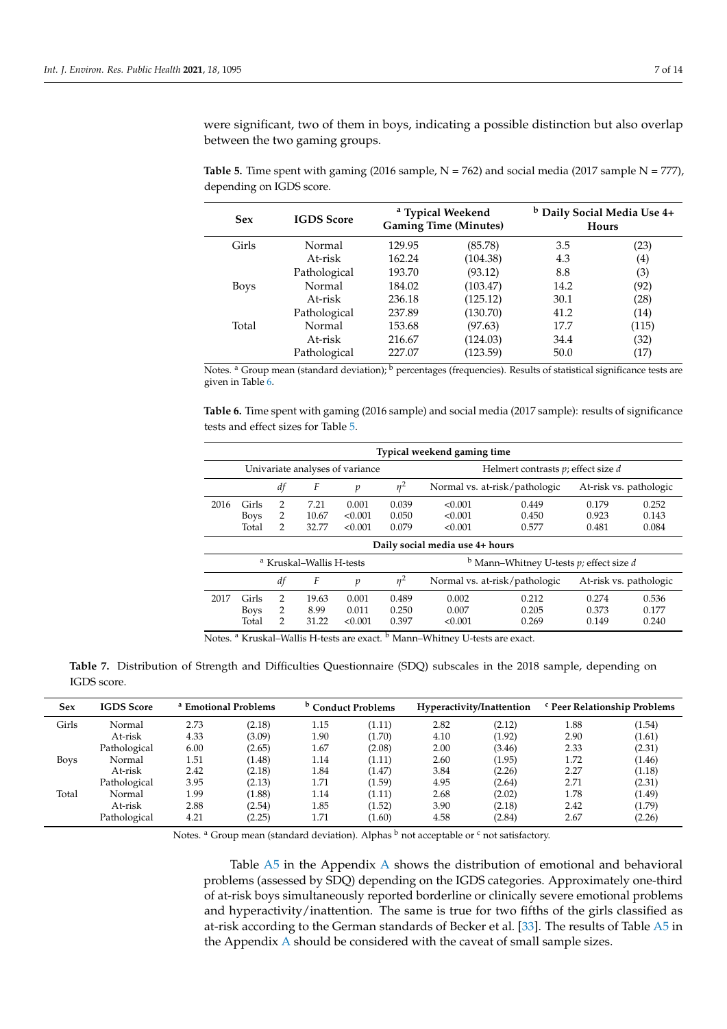were significant, two of them in boys, indicating a possible distinction but also overlap between the two gaming groups.

**Table 5.** Time spent with gaming (2016 sample, N = 762) and social media (2017 sample N = 777), depending on IGDS score.

| Sex | IGDS Score | [a] Typical Weekend Gaming Time (Minutes) | | [b] Daily Social Media Use 4+ Hours | |
|---|---|---|---|---|---|
| Girls | Normal | 129.95 | (85.78) | 3.5 | (23) |
| | At-risk | 162.24 | (104.38) | 4.3 | (4) |
| | Pathological | 193.70 | (93.12) | 8.8 | (3) |
| Boys | Normal | 184.02 | (103.47) | 14.2 | (92) |
| | At-risk | 236.18 | (125.12) | 30.1 | (28) |
| | Pathological | 237.89 | (130.70) | 41.2 | (14) |
| Total | Normal | 153.68 | (97.63) | 17.7 | (115) |
| | At-risk | 216.67 | (124.03) | 34.4 | (32) |
| | Pathological | 227.07 | (123.59) | 50.0 | (17) |

Notes. [a] Group mean (standard deviation); [b] percentages (frequencies). Results of statistical significance tests are given in Table 6.

**Table 6.** Time spent with gaming (2016 sample) and social media (2017 sample): results of significance tests and effect sizes for Table 5.

| | | Typical weekend gaming time | | | | | | | |
|---|---|---|---|---|---|---|---|---|---|
| | | Univariate analyses of variance | | | | Helmert contrasts *p*; effect size *d* | | | |
| | | *df* | *F* | *p* | $\eta^2$ | Normal vs. at-risk/pathologic | | At-risk vs. pathologic | |
| 2016 | Girls | 2 | 7.21 | 0.001 | 0.039 | <0.001 | 0.449 | 0.179 | 0.252 |
| | Boys | 2 | 10.67 | <0.001 | 0.050 | <0.001 | 0.450 | 0.923 | 0.143 |
| | Total | 2 | 32.77 | <0.001 | 0.079 | <0.001 | 0.577 | 0.481 | 0.084 |
| | | Daily social media use 4+ hours | | | | | | | |
| | | [a] Kruskal–Wallis H-tests | | | | [b] Mann–Whitney U-tests *p*; effect size *d* | | | |
| | | *df* | *F* | *p* | $\eta^2$ | Normal vs. at-risk/pathologic | | At-risk vs. pathologic | |
| 2017 | Girls | 2 | 19.63 | 0.001 | 0.489 | 0.002 | 0.212 | 0.274 | 0.536 |
| | Boys | 2 | 8.99 | 0.011 | 0.250 | 0.007 | 0.205 | 0.373 | 0.177 |
| | Total | 2 | 31.22 | <0.001 | 0.397 | <0.001 | 0.269 | 0.149 | 0.240 |

Notes. [a] Kruskal–Wallis H-tests are exact. [b] Mann–Whitney U-tests are exact.

**Table 7.** Distribution of Strength and Difficulties Questionnaire (SDQ) subscales in the 2018 sample, depending on IGDS score.

| Sex | IGDS Score | [a] Emotional Problems | | [b] Conduct Problems | | Hyperactivity/Inattention | | [c] Peer Relationship Problems | |
|---|---|---|---|---|---|---|---|---|---|
| Girls | Normal | 2.73 | (2.18) | 1.15 | (1.11) | 2.82 | (2.12) | 1.88 | (1.54) |
| | At-risk | 4.33 | (3.09) | 1.90 | (1.70) | 4.10 | (1.92) | 2.90 | (1.61) |
| | Pathological | 6.00 | (2.65) | 1.67 | (2.08) | 2.00 | (3.46) | 2.33 | (2.31) |
| Boys | Normal | 1.51 | (1.48) | 1.14 | (1.11) | 2.60 | (1.95) | 1.72 | (1.46) |
| | At-risk | 2.42 | (2.18) | 1.84 | (1.47) | 3.84 | (2.26) | 2.27 | (1.18) |
| | Pathological | 3.95 | (2.13) | 1.71 | (1.59) | 4.95 | (2.64) | 2.71 | (2.31) |
| Total | Normal | 1.99 | (1.88) | 1.14 | (1.11) | 2.68 | (2.02) | 1.78 | (1.49) |
| | At-risk | 2.88 | (2.54) | 1.85 | (1.52) | 3.90 | (2.18) | 2.42 | (1.79) |
| | Pathological | 4.21 | (2.25) | 1.71 | (1.60) | 4.58 | (2.84) | 2.67 | (2.26) |

Notes. [a] Group mean (standard deviation). Alphas [b] not acceptable or [c] not satisfactory.

Table A5 in the Appendix A shows the distribution of emotional and behavioral problems (assessed by SDQ) depending on the IGDS categories. Approximately one-third of at-risk boys simultaneously reported borderline or clinically severe emotional problems and hyperactivity/inattention. The same is true for two fifths of the girls classified as at-risk according to the German standards of Becker et al. [33]. The results of Table A5 in the Appendix A should be considered with the caveat of small sample sizes.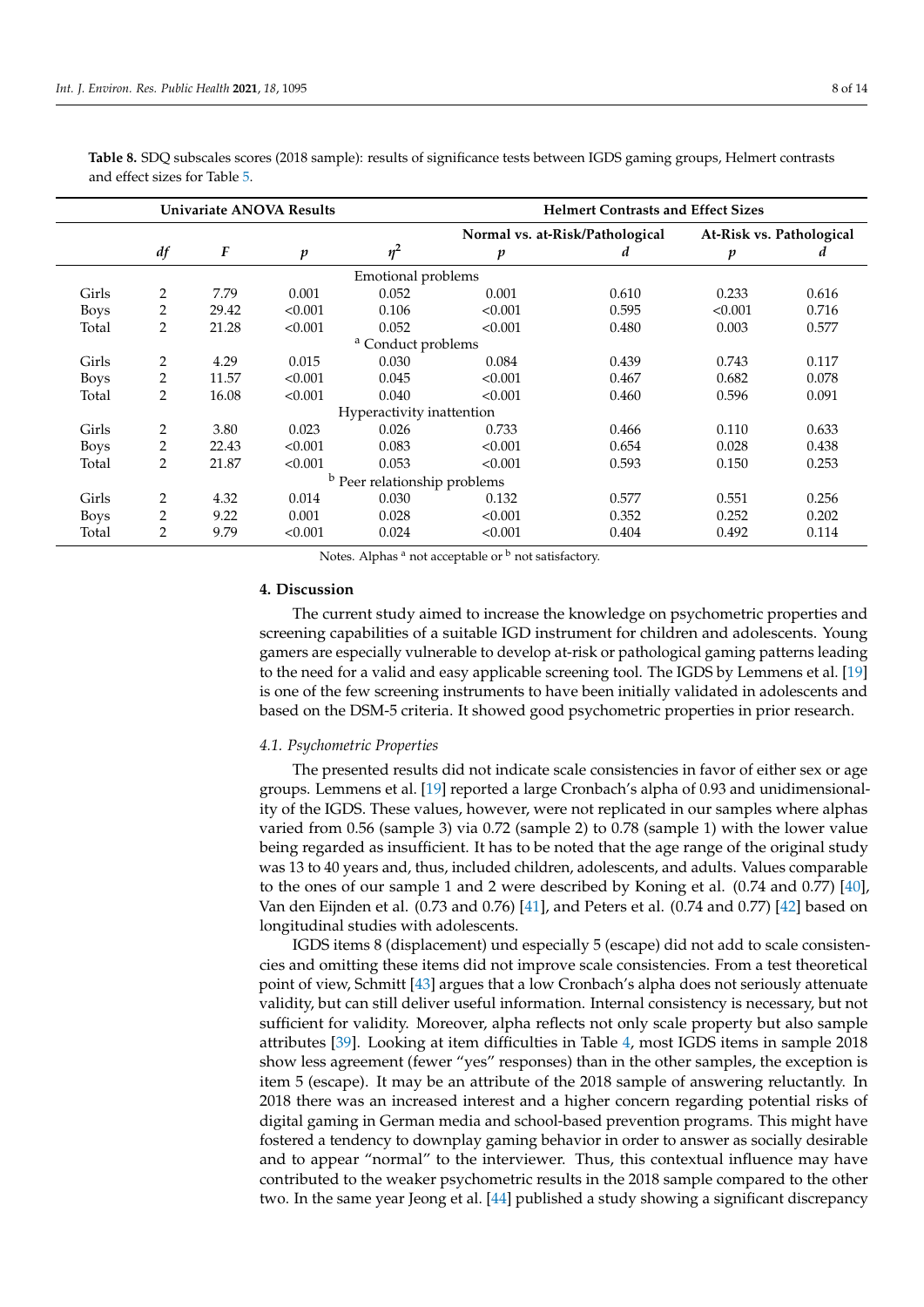**Table 8.** SDQ subscales scores (2018 sample): results of significance tests between IGDS gaming groups, Helmert contrasts and effect sizes for Table 5.

| | Univariate ANOVA Results | | | | Helmert Contrasts and Effect Sizes | | | |
|---|---|---|---|---|---|---|---|---|
| | | | | | Normal vs. at-Risk/Pathological | | At-Risk vs. Pathological | |
| | $df$ | $F$ | $p$ | $\eta^2$ | $p$ | $d$ | $p$ | $d$ |
| | | | | Emotional problems | | | | |
| Girls | 2 | 7.79 | 0.001 | 0.052 | 0.001 | 0.610 | 0.233 | 0.616 |
| Boys | 2 | 29.42 | <0.001 | 0.106 | <0.001 | 0.595 | <0.001 | 0.716 |
| Total | 2 | 21.28 | <0.001 | 0.052 | <0.001 | 0.480 | 0.003 | 0.577 |
| | | | | [a] Conduct problems | | | | |
| Girls | 2 | 4.29 | 0.015 | 0.030 | 0.084 | 0.439 | 0.743 | 0.117 |
| Boys | 2 | 11.57 | <0.001 | 0.045 | <0.001 | 0.467 | 0.682 | 0.078 |
| Total | 2 | 16.08 | <0.001 | 0.040 | <0.001 | 0.460 | 0.596 | 0.091 |
| | | | | Hyperactivity inattention | | | | |
| Girls | 2 | 3.80 | 0.023 | 0.026 | 0.733 | 0.466 | 0.110 | 0.633 |
| Boys | 2 | 22.43 | <0.001 | 0.083 | <0.001 | 0.654 | 0.028 | 0.438 |
| Total | 2 | 21.87 | <0.001 | 0.053 | <0.001 | 0.593 | 0.150 | 0.253 |
| | | | | [b] Peer relationship problems | | | | |
| Girls | 2 | 4.32 | 0.014 | 0.030 | 0.132 | 0.577 | 0.551 | 0.256 |
| Boys | 2 | 9.22 | 0.001 | 0.028 | <0.001 | 0.352 | 0.252 | 0.202 |
| Total | 2 | 9.79 | <0.001 | 0.024 | <0.001 | 0.404 | 0.492 | 0.114 |

Notes. Alphas [a] not acceptable or [b] not satisfactory.

## 4. Discussion

The current study aimed to increase the knowledge on psychometric properties and screening capabilities of a suitable IGD instrument for children and adolescents. Young gamers are especially vulnerable to develop at-risk or pathological gaming patterns leading to the need for a valid and easy applicable screening tool. The IGDS by Lemmens et al. [19] is one of the few screening instruments to have been initially validated in adolescents and based on the DSM-5 criteria. It showed good psychometric properties in prior research.

### *4.1. Psychometric Properties*

The presented results did not indicate scale consistencies in favor of either sex or age groups. Lemmens et al. [19] reported a large Cronbach's alpha of 0.93 and unidimensionality of the IGDS. These values, however, were not replicated in our samples where alphas varied from 0.56 (sample 3) via 0.72 (sample 2) to 0.78 (sample 1) with the lower value being regarded as insufficient. It has to be noted that the age range of the original study was 13 to 40 years and, thus, included children, adolescents, and adults. Values comparable to the ones of our sample 1 and 2 were described by Koning et al. (0.74 and 0.77) [40], Van den Eijnden et al. (0.73 and 0.76) [41], and Peters et al. (0.74 and 0.77) [42] based on longitudinal studies with adolescents.

IGDS items 8 (displacement) und especially 5 (escape) did not add to scale consistencies and omitting these items did not improve scale consistencies. From a test theoretical point of view, Schmitt [43] argues that a low Cronbach's alpha does not seriously attenuate validity, but can still deliver useful information. Internal consistency is necessary, but not sufficient for validity. Moreover, alpha reflects not only scale property but also sample attributes [39]. Looking at item difficulties in Table 4, most IGDS items in sample 2018 show less agreement (fewer "yes" responses) than in the other samples, the exception is item 5 (escape). It may be an attribute of the 2018 sample of answering reluctantly. In 2018 there was an increased interest and a higher concern regarding potential risks of digital gaming in German media and school-based prevention programs. This might have fostered a tendency to downplay gaming behavior in order to answer as socially desirable and to appear "normal" to the interviewer. Thus, this contextual influence may have contributed to the weaker psychometric results in the 2018 sample compared to the other two. In the same year Jeong et al. [44] published a study showing a significant discrepancy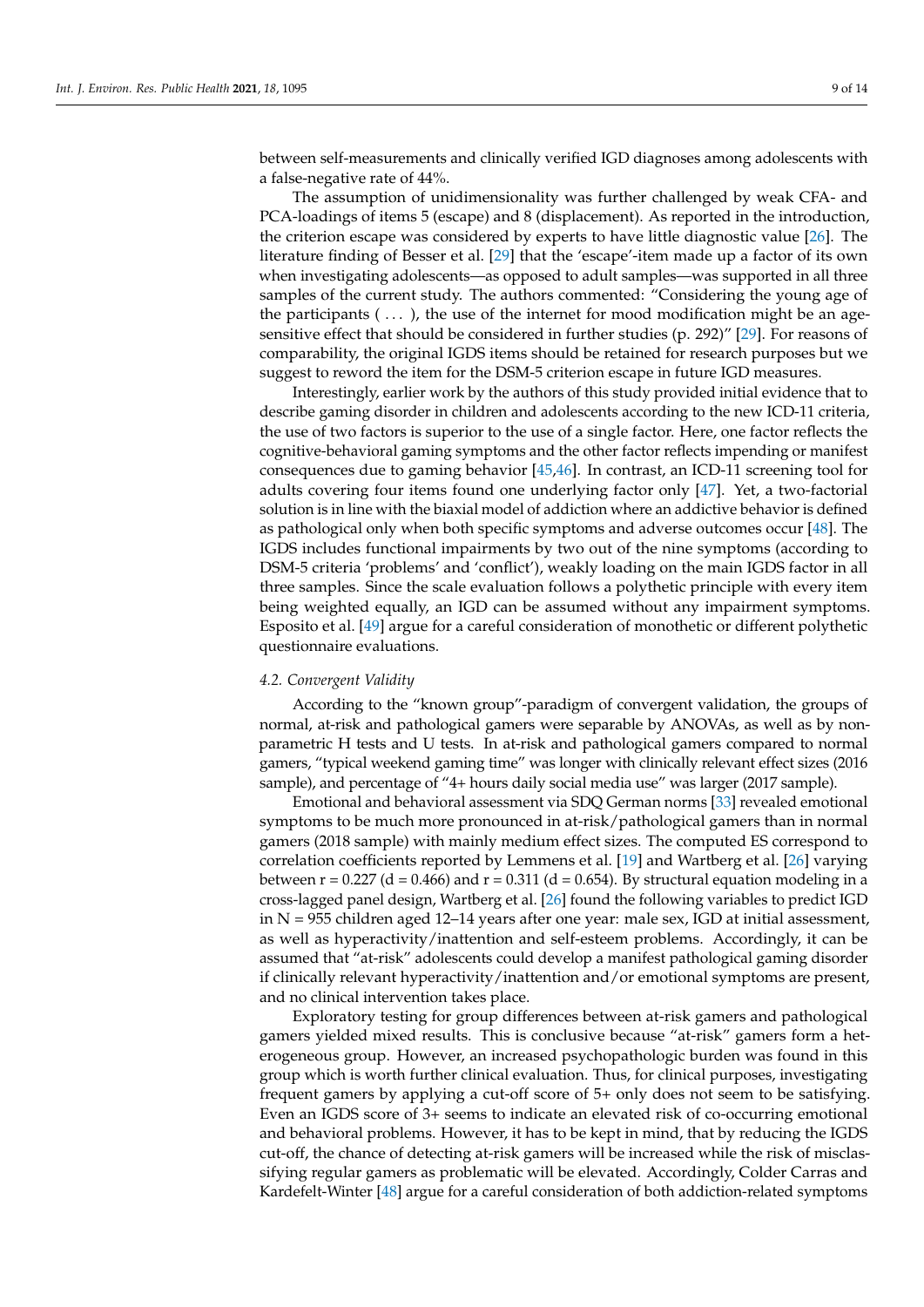between self-measurements and clinically verified IGD diagnoses among adolescents with a false-negative rate of 44%.

The assumption of unidimensionality was further challenged by weak CFA- and PCA-loadings of items 5 (escape) and 8 (displacement). As reported in the introduction, the criterion escape was considered by experts to have little diagnostic value [26]. The literature finding of Besser et al. [29] that the 'escape'-item made up a factor of its own when investigating adolescents—as opposed to adult samples—was supported in all three samples of the current study. The authors commented: "Considering the young age of the participants ( . . . ), the use of the internet for mood modification might be an age-sensitive effect that should be considered in further studies (p. 292)" [29]. For reasons of comparability, the original IGDS items should be retained for research purposes but we suggest to reword the item for the DSM-5 criterion escape in future IGD measures.

Interestingly, earlier work by the authors of this study provided initial evidence that to describe gaming disorder in children and adolescents according to the new ICD-11 criteria, the use of two factors is superior to the use of a single factor. Here, one factor reflects the cognitive-behavioral gaming symptoms and the other factor reflects impending or manifest consequences due to gaming behavior [45,46]. In contrast, an ICD-11 screening tool for adults covering four items found one underlying factor only [47]. Yet, a two-factorial solution is in line with the biaxial model of addiction where an addictive behavior is defined as pathological only when both specific symptoms and adverse outcomes occur [48]. The IGDS includes functional impairments by two out of the nine symptoms (according to DSM-5 criteria 'problems' and 'conflict'), weakly loading on the main IGDS factor in all three samples. Since the scale evaluation follows a polythetic principle with every item being weighted equally, an IGD can be assumed without any impairment symptoms. Esposito et al. [49] argue for a careful consideration of monothetic or different polythetic questionnaire evaluations.

### *4.2. Convergent Validity*

According to the "known group"-paradigm of convergent validation, the groups of normal, at-risk and pathological gamers were separable by ANOVAs, as well as by non-parametric H tests and U tests. In at-risk and pathological gamers compared to normal gamers, "typical weekend gaming time" was longer with clinically relevant effect sizes (2016 sample), and percentage of "4+ hours daily social media use" was larger (2017 sample).

Emotional and behavioral assessment via SDQ German norms [33] revealed emotional symptoms to be much more pronounced in at-risk/pathological gamers than in normal gamers (2018 sample) with mainly medium effect sizes. The computed ES correspond to correlation coefficients reported by Lemmens et al. [19] and Wartberg et al. [26] varying between $r = 0.227$ ($d = 0.466$) and $r = 0.311$ ($d = 0.654$). By structural equation modeling in a cross-lagged panel design, Wartberg et al. [26] found the following variables to predict IGD in $N = 955$ children aged 12–14 years after one year: male sex, IGD at initial assessment, as well as hyperactivity/inattention and self-esteem problems. Accordingly, it can be assumed that "at-risk" adolescents could develop a manifest pathological gaming disorder if clinically relevant hyperactivity/inattention and/or emotional symptoms are present, and no clinical intervention takes place.

Exploratory testing for group differences between at-risk gamers and pathological gamers yielded mixed results. This is conclusive because "at-risk" gamers form a heterogeneous group. However, an increased psychopathologic burden was found in this group which is worth further clinical evaluation. Thus, for clinical purposes, investigating frequent gamers by applying a cut-off score of 5+ only does not seem to be satisfying. Even an IGDS score of 3+ seems to indicate an elevated risk of co-occurring emotional and behavioral problems. However, it has to be kept in mind, that by reducing the IGDS cut-off, the chance of detecting at-risk gamers will be increased while the risk of misclassifying regular gamers as problematic will be elevated. Accordingly, Colder Carras and Kardefelt-Winter [48] argue for a careful consideration of both addiction-related symptoms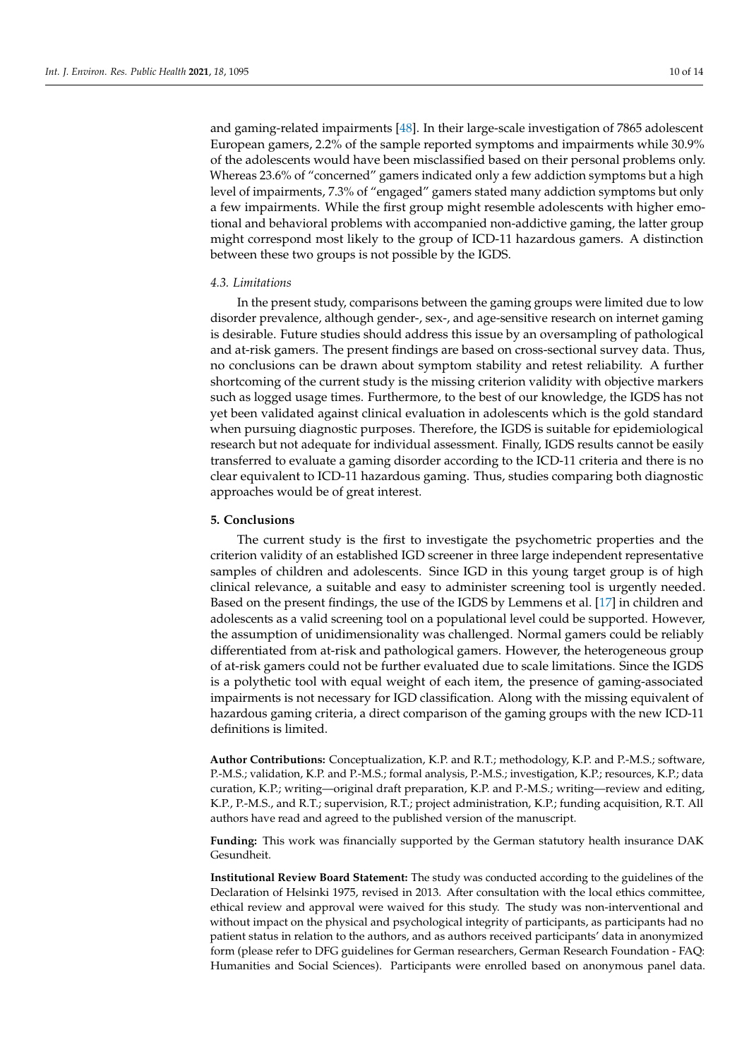and gaming-related impairments [48]. In their large-scale investigation of 7865 adolescent European gamers, 2.2% of the sample reported symptoms and impairments while 30.9% of the adolescents would have been misclassified based on their personal problems only. Whereas 23.6% of "concerned" gamers indicated only a few addiction symptoms but a high level of impairments, 7.3% of "engaged" gamers stated many addiction symptoms but only a few impairments. While the first group might resemble adolescents with higher emotional and behavioral problems with accompanied non-addictive gaming, the latter group might correspond most likely to the group of ICD-11 hazardous gamers. A distinction between these two groups is not possible by the IGDS.

### *4.3. Limitations*

In the present study, comparisons between the gaming groups were limited due to low disorder prevalence, although gender-, sex-, and age-sensitive research on internet gaming is desirable. Future studies should address this issue by an oversampling of pathological and at-risk gamers. The present findings are based on cross-sectional survey data. Thus, no conclusions can be drawn about symptom stability and retest reliability. A further shortcoming of the current study is the missing criterion validity with objective markers such as logged usage times. Furthermore, to the best of our knowledge, the IGDS has not yet been validated against clinical evaluation in adolescents which is the gold standard when pursuing diagnostic purposes. Therefore, the IGDS is suitable for epidemiological research but not adequate for individual assessment. Finally, IGDS results cannot be easily transferred to evaluate a gaming disorder according to the ICD-11 criteria and there is no clear equivalent to ICD-11 hazardous gaming. Thus, studies comparing both diagnostic approaches would be of great interest.

## 5. Conclusions

The current study is the first to investigate the psychometric properties and the criterion validity of an established IGD screener in three large independent representative samples of children and adolescents. Since IGD in this young target group is of high clinical relevance, a suitable and easy to administer screening tool is urgently needed. Based on the present findings, the use of the IGDS by Lemmens et al. [17] in children and adolescents as a valid screening tool on a populational level could be supported. However, the assumption of unidimensionality was challenged. Normal gamers could be reliably differentiated from at-risk and pathological gamers. However, the heterogeneous group of at-risk gamers could not be further evaluated due to scale limitations. Since the IGDS is a polythetic tool with equal weight of each item, the presence of gaming-associated impairments is not necessary for IGD classification. Along with the missing equivalent of hazardous gaming criteria, a direct comparison of the gaming groups with the new ICD-11 definitions is limited.

**Author Contributions:** Conceptualization, K.P. and R.T.; methodology, K.P. and P.-M.S.; software, P.-M.S.; validation, K.P. and P.-M.S.; formal analysis, P.-M.S.; investigation, K.P.; resources, K.P.; data curation, K.P.; writing—original draft preparation, K.P. and P.-M.S.; writing—review and editing, K.P., P.-M.S., and R.T.; supervision, R.T.; project administration, K.P.; funding acquisition, R.T. All authors have read and agreed to the published version of the manuscript.

**Funding:** This work was financially supported by the German statutory health insurance DAK Gesundheit.

**Institutional Review Board Statement:** The study was conducted according to the guidelines of the Declaration of Helsinki 1975, revised in 2013. After consultation with the local ethics committee, ethical review and approval were waived for this study. The study was non-interventional and without impact on the physical and psychological integrity of participants, as participants had no patient status in relation to the authors, and as authors received participants' data in anonymized form (please refer to DFG guidelines for German researchers, German Research Foundation - FAQ: Humanities and Social Sciences). Participants were enrolled based on anonymous panel data.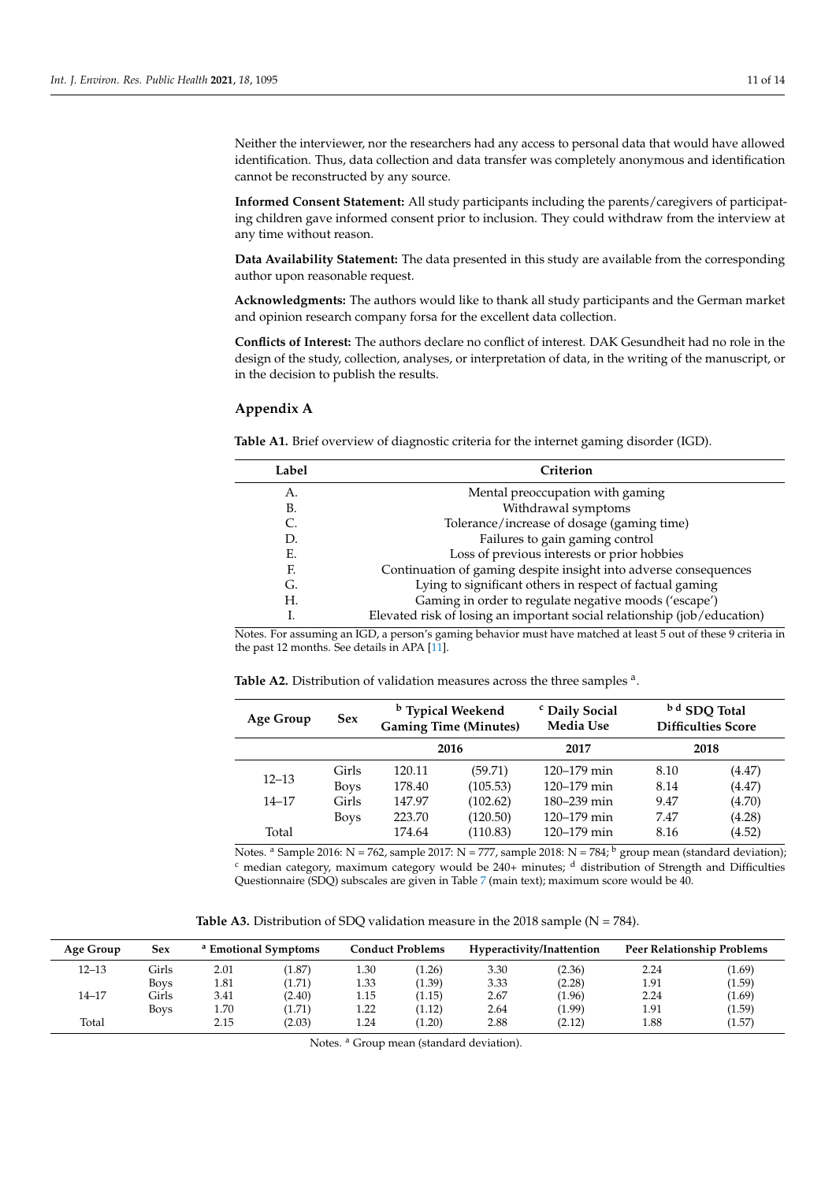Neither the interviewer, nor the researchers had any access to personal data that would have allowed identification. Thus, data collection and data transfer was completely anonymous and identification cannot be reconstructed by any source.

**Informed Consent Statement:** All study participants including the parents/caregivers of participating children gave informed consent prior to inclusion. They could withdraw from the interview at any time without reason.

**Data Availability Statement:** The data presented in this study are available from the corresponding author upon reasonable request.

**Acknowledgments:** The authors would like to thank all study participants and the German market and opinion research company forsa for the excellent data collection.

**Conflicts of Interest:** The authors declare no conflict of interest. DAK Gesundheit had no role in the design of the study, collection, analyses, or interpretation of data, in the writing of the manuscript, or in the decision to publish the results.

## Appendix A

**Table A1.** Brief overview of diagnostic criteria for the internet gaming disorder (IGD).

| Label | Criterion |
|---|---|
| A. | Mental preoccupation with gaming |
| B. | Withdrawal symptoms |
| C. | Tolerance/increase of dosage (gaming time) |
| D. | Failures to gain gaming control |
| E. | Loss of previous interests or prior hobbies |
| F. | Continuation of gaming despite insight into adverse consequences |
| G. | Lying to significant others in respect of factual gaming |
| H. | Gaming in order to regulate negative moods ('escape') |
| I. | Elevated risk of losing an important social relationship (job/education) |

Notes. For assuming an IGD, a person's gaming behavior must have matched at least 5 out of these 9 criteria in the past 12 months. See details in APA [11].

**Table A2.** Distribution of validation measures across the three samples [a].

| Age Group | Sex | [b] Typical Weekend Gaming Time (Minutes) | | [c] Daily Social Media Use | [b d] SDQ Total Difficulties Score | |
|---|---|---|---|---|---|---|
| | | 2016 | | 2017 | 2018 | |
| 12–13 | Girls | 120.11 | (59.71) | 120–179 min | 8.10 | (4.47) |
| | Boys | 178.40 | (105.53) | 120–179 min | 8.14 | (4.47) |
| 14–17 | Girls | 147.97 | (102.62) | 180–239 min | 9.47 | (4.70) |
| | Boys | 223.70 | (120.50) | 120–179 min | 7.47 | (4.28) |
| Total | | 174.64 | (110.83) | 120–179 min | 8.16 | (4.52) |

Notes. [a] Sample 2016: N = 762, sample 2017: N = 777, sample 2018: N = 784; [b] group mean (standard deviation); [c] median category, maximum category would be 240+ minutes; [d] distribution of Strength and Difficulties Questionnaire (SDQ) subscales are given in Table 7 (main text); maximum score would be 40.

**Table A3.** Distribution of SDQ validation measure in the 2018 sample (N = 784).

| Age Group | Sex | [a] Emotional Symptoms | | Conduct Problems | | Hyperactivity/Inattention | | Peer Relationship Problems | |
|---|---|---|---|---|---|---|---|---|---|
| 12–13 | Girls | 2.01 | (1.87) | 1.30 | (1.26) | 3.30 | (2.36) | 2.24 | (1.69) |
| | Boys | 1.81 | (1.71) | 1.33 | (1.39) | 3.33 | (2.28) | 1.91 | (1.59) |
| 14–17 | Girls | 3.41 | (2.40) | 1.15 | (1.15) | 2.67 | (1.96) | 2.24 | (1.69) |
| | Boys | 1.70 | (1.71) | 1.22 | (1.12) | 2.64 | (1.99) | 1.91 | (1.59) |
| Total | | 2.15 | (2.03) | 1.24 | (1.20) | 2.88 | (2.12) | 1.88 | (1.57) |

Notes. [a] Group mean (standard deviation).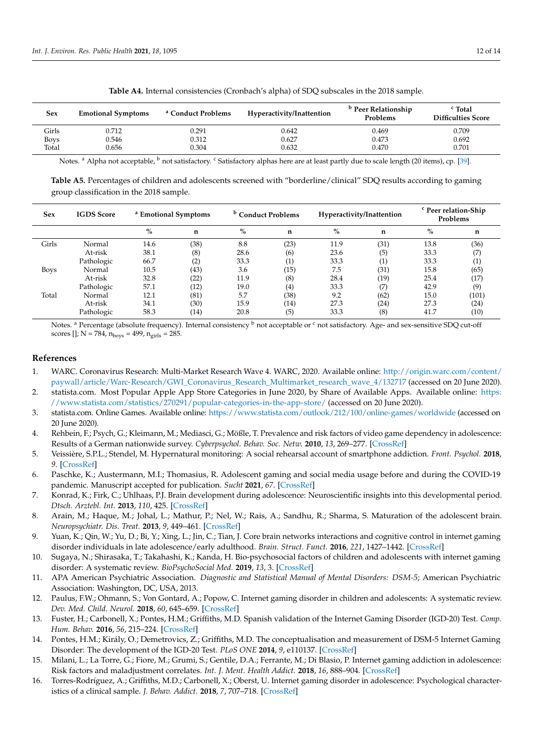**Table A4.** Internal consistencies (Cronbach's alpha) of SDQ subscales in the 2018 sample.

| Sex | Emotional Symptoms | [a] Conduct Problems | Hyperactivity/Inattention | [b] Peer Relationship Problems | [c] Total Difficulties Score |
|---|---|---|---|---|---|
| Girls | 0.712 | 0.291 | 0.642 | 0.469 | 0.709 |
| Boys | 0.546 | 0.312 | 0.627 | 0.473 | 0.692 |
| Total | 0.656 | 0.304 | 0.632 | 0.470 | 0.701 |

Notes. [a] Alpha not acceptable, [b] not satisfactory. [c] Satisfactory alphas here are at least partly due to scale length (20 items), cp. [39].

**Table A5.** Percentages of children and adolescents screened with "borderline/clinical" SDQ results according to gaming group classification in the 2018 sample.

| Sex | IGDS Score | [a] Emotional Symptoms | | [b] Conduct Problems | | Hyperactivity/Inattention | | [c] Peer relation-Ship Problems | |
|---|---|---|---|---|---|---|---|---|---|
| | | % | n | % | n | % | n | % | n |
| Girls | Normal | 14.6 | (38) | 8.8 | (23) | 11.9 | (31) | 13.8 | (36) |
| | At-risk | 38.1 | (8) | 28.6 | (6) | 23.6 | (5) | 33.3 | (7) |
| | Pathologic | 66.7 | (2) | 33.3 | (1) | 33.3 | (1) | 33.3 | (1) |
| Boys | Normal | 10.5 | (43) | 3.6 | (15) | 7.5 | (31) | 15.8 | (65) |
| | At-risk | 32.8 | (22) | 11.9 | (8) | 28.4 | (19) | 25.4 | (17) |
| | Pathologic | 57.1 | (12) | 19.0 | (4) | 33.3 | (7) | 42.9 | (9) |
| Total | Normal | 12.1 | (81) | 5.7 | (38) | 9.2 | (62) | 15.0 | (101) |
| | At-risk | 34.1 | (30) | 15.9 | (14) | 27.3 | (24) | 27.3 | (24) |
| | Pathologic | 58.3 | (14) | 20.8 | (5) | 33.3 | (8) | 41.7 | (10) |

Notes. [a] Percentage (absolute frequency). Internal consistency [b] not acceptable or [c] not satisfactory. Age- and sex-sensitive SDQ cut-off scores []; N = 784, $n_{boys}$ = 499, $n_{girls}$ = 285.

## References

1. WARC. Coronavirus Research: Multi-Market Research Wave 4. WARC, 2020. Available online: http://origin.warc.com/content/paywall/article/Warc-Research/GWI_Coronavirus_Research_Multimarket_research_wave_4/132717 (accessed on 20 June 2020).
2. statista.com. Most Popular Apple App Store Categories in June 2020, by Share of Available Apps. Available online: https://www.statista.com/statistics/270291/popular-categories-in-the-app-store/ (accessed on 20 June 2020).
3. statista.com. Online Games. Available online: https://www.statista.com/outlook/212/100/online-games/worldwide (accessed on 20 June 2020).
4. Rehbein, F.; Psych, G.; Kleimann, M.; Mediasci, G.; Mößle, T. Prevalence and risk factors of video game dependency in adolescence: Results of a German nationwide survey. *Cyberpsychol. Behav. Soc. Netw.* **2010**, *13*, 269–277. [CrossRef]
5. Veissière, S.P.L.; Stendel, M. Hypernatural monitoring: A social rehearsal account of smartphone addiction. *Front. Psychol.* **2018**, *9*. [CrossRef]
6. Paschke, K.; Austermann, M.I.; Thomasius, R. Adolescent gaming and social media usage before and during the COVID-19 pandemic. Manuscript accepted for publication. *Sucht* **2021**, *67*. [CrossRef]
7. Konrad, K.; Firk, C.; Uhlhaas, P.J. Brain development during adolescence: Neuroscientific insights into this developmental period. *Dtsch. Arztebl. Int.* **2013**, *110*, 425. [CrossRef]
8. Arain, M.; Haque, M.; Johal, L.; Mathur, P.; Nel, W.; Rais, A.; Sandhu, R.; Sharma, S. Maturation of the adolescent brain. *Neuropsychiatr. Dis. Treat.* **2013**, *9*, 449–461. [CrossRef]
9. Yuan, K.; Qin, W.; Yu, D.; Bi, Y.; Xing, L.; Jin, C.; Tian, J. Core brain networks interactions and cognitive control in internet gaming disorder individuals in late adolescence/early adulthood. *Brain. Struct. Funct.* **2016**, *221*, 1427–1442. [CrossRef]
10. Sugaya, N.; Shirasaka, T.; Takahashi, K.; Kanda, H. Bio-psychosocial factors of children and adolescents with internet gaming disorder: A systematic review. *BioPsychoSocial Med.* **2019**, *13*, 3. [CrossRef]
11. APA American Psychiatric Association. *Diagnostic and Statistical Manual of Mental Disorders: DSM-5*; American Psychiatric Association: Washington, DC, USA, 2013.
12. Paulus, F.W.; Ohmann, S.; Von Gontard, A.; Popow, C. Internet gaming disorder in children and adolescents: A systematic review. *Dev. Med. Child. Neurol.* **2018**, *60*, 645–659. [CrossRef]
13. Fuster, H.; Carbonell, X.; Pontes, H.M.; Griffiths, M.D. Spanish validation of the Internet Gaming Disorder (IGD-20) Test. *Comp. Hum. Behav.* **2016**, *56*, 215–224. [CrossRef]
14. Pontes, H.M.; Király, O.; Demetrovics, Z.; Griffiths, M.D. The conceptualisation and measurement of DSM-5 Internet Gaming Disorder: The development of the IGD-20 Test. *PLoS ONE* **2014**, *9*, e110137. [CrossRef]
15. Milani, L.; La Torre, G.; Fiore, M.; Grumi, S.; Gentile, D.A.; Ferrante, M.; Di Blasio, P. Internet gaming addiction in adolescence: Risk factors and maladjustment correlates. *Int. J. Ment. Health Addict.* **2018**, *16*, 888–904. [CrossRef]
16. Torres-Rodríguez, A.; Griffiths, M.D.; Carbonell, X.; Oberst, U. Internet gaming disorder in adolescence: Psychological characteristics of a clinical sample. *J. Behav. Addict.* **2018**, *7*, 707–718. [CrossRef]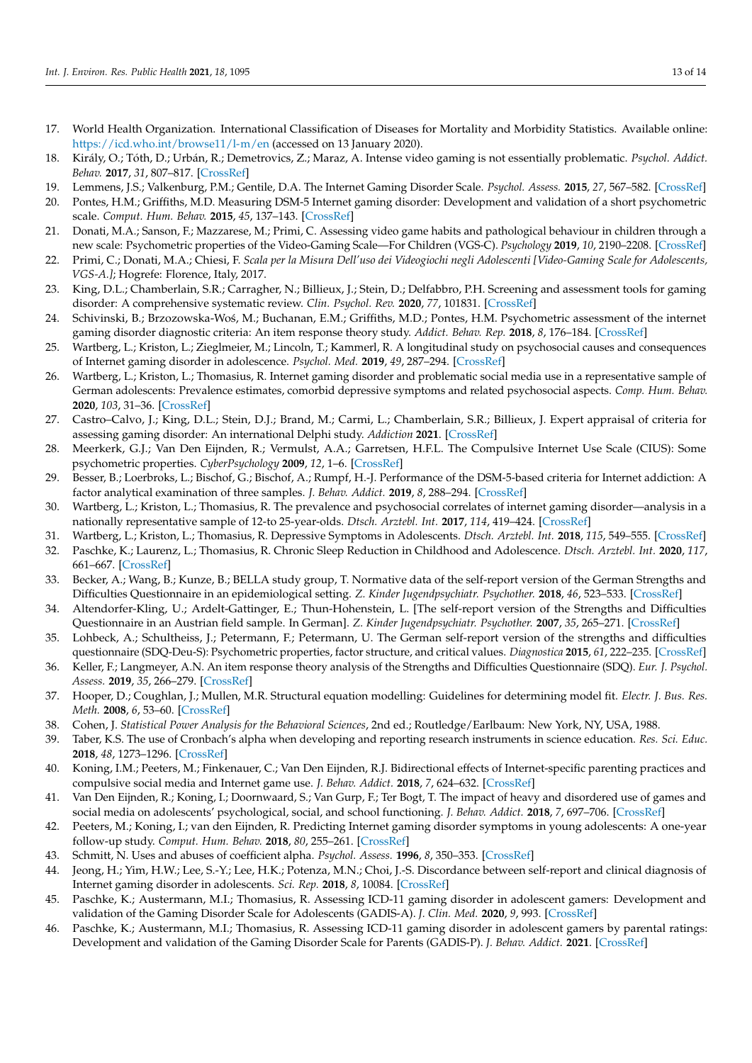17. World Health Organization. International Classification of Diseases for Mortality and Morbidity Statistics. Available online: https://icd.who.int/browse11/l-m/en (accessed on 13 January 2020).
18. Király, O.; Tóth, D.; Urbán, R.; Demetrovics, Z.; Maraz, A. Intense video gaming is not essentially problematic. *Psychol. Addict. Behav.* **2017**, *31*, 807–817. [CrossRef]
19. Lemmens, J.S.; Valkenburg, P.M.; Gentile, D.A. The Internet Gaming Disorder Scale. *Psychol. Assess.* **2015**, *27*, 567–582. [CrossRef]
20. Pontes, H.M.; Griffiths, M.D. Measuring DSM-5 Internet gaming disorder: Development and validation of a short psychometric scale. *Comput. Hum. Behav.* **2015**, *45*, 137–143. [CrossRef]
21. Donati, M.A.; Sanson, F.; Mazzarese, M.; Primi, C. Assessing video game habits and pathological behaviour in children through a new scale: Psychometric properties of the Video-Gaming Scale—For Children (VGS-C). *Psychology* **2019**, *10*, 2190–2208. [CrossRef]
22. Primi, C.; Donati, M.A.; Chiesi, F. *Scala per la Misura Dell'uso dei Videogiochi negli Adolescenti [Video-Gaming Scale for Adolescents, VGS-A.]*; Hogrefe: Florence, Italy, 2017.
23. King, D.L.; Chamberlain, S.R.; Carragher, N.; Billieux, J.; Stein, D.; Delfabbro, P.H. Screening and assessment tools for gaming disorder: A comprehensive systematic review. *Clin. Psychol. Rev.* **2020**, *77*, 101831. [CrossRef]
24. Schivinski, B.; Brzozowska-Woś, M.; Buchanan, E.M.; Griffiths, M.D.; Pontes, H.M. Psychometric assessment of the internet gaming disorder diagnostic criteria: An item response theory study. *Addict. Behav. Rep.* **2018**, *8*, 176–184. [CrossRef]
25. Wartberg, L.; Kriston, L.; Zieglmeier, M.; Lincoln, T.; Kammerl, R. A longitudinal study on psychosocial causes and consequences of Internet gaming disorder in adolescence. *Psychol. Med.* **2019**, *49*, 287–294. [CrossRef]
26. Wartberg, L.; Kriston, L.; Thomasius, R. Internet gaming disorder and problematic social media use in a representative sample of German adolescents: Prevalence estimates, comorbid depressive symptoms and related psychosocial aspects. *Comp. Hum. Behav.* **2020**, *103*, 31–36. [CrossRef]
27. Castro–Calvo, J.; King, D.L.; Stein, D.J.; Brand, M.; Carmi, L.; Chamberlain, S.R.; Billieux, J. Expert appraisal of criteria for assessing gaming disorder: An international Delphi study. *Addiction* **2021**. [CrossRef]
28. Meerkerk, G.J.; Van Den Eijnden, R.; Vermulst, A.A.; Garretsen, H.F.L. The Compulsive Internet Use Scale (CIUS): Some psychometric properties. *CyberPsychology* **2009**, *12*, 1–6. [CrossRef]
29. Besser, B.; Loerbroks, L.; Bischof, G.; Bischof, A.; Rumpf, H.-J. Performance of the DSM-5-based criteria for Internet addiction: A factor analytical examination of three samples. *J. Behav. Addict.* **2019**, *8*, 288–294. [CrossRef]
30. Wartberg, L.; Kriston, L.; Thomasius, R. The prevalence and psychosocial correlates of internet gaming disorder—analysis in a nationally representative sample of 12-to 25-year-olds. *Dtsch. Arztebl. Int.* **2017**, *114*, 419–424. [CrossRef]
31. Wartberg, L.; Kriston, L.; Thomasius, R. Depressive Symptoms in Adolescents. *Dtsch. Arztebl. Int.* **2018**, *115*, 549–555. [CrossRef]
32. Paschke, K.; Laurenz, L.; Thomasius, R. Chronic Sleep Reduction in Childhood and Adolescence. *Dtsch. Arztebl. Int.* **2020**, *117*, 661–667. [CrossRef]
33. Becker, A.; Wang, B.; Kunze, B.; BELLA study group, T. Normative data of the self-report version of the German Strengths and Difficulties Questionnaire in an epidemiological setting. *Z. Kinder Jugendpsychiatr. Psychother.* **2018**, *46*, 523–533. [CrossRef]
34. Altendorfer-Kling, U.; Ardelt-Gattinger, E.; Thun-Hohenstein, L. [The self-report version of the Strengths and Difficulties Questionnaire in an Austrian field sample. In German]. *Z. Kinder Jugendpsychiatr. Psychother.* **2007**, *35*, 265–271. [CrossRef]
35. Lohbeck, A.; Schultheiss, J.; Petermann, F.; Petermann, U. The German self-report version of the strengths and difficulties questionnaire (SDQ-Deu-S): Psychometric properties, factor structure, and critical values. *Diagnostica* **2015**, *61*, 222–235. [CrossRef]
36. Keller, F.; Langmeyer, A.N. An item response theory analysis of the Strengths and Difficulties Questionnaire (SDQ). *Eur. J. Psychol. Assess.* **2019**, *35*, 266–279. [CrossRef]
37. Hooper, D.; Coughlan, J.; Mullen, M.R. Structural equation modelling: Guidelines for determining model fit. *Electr. J. Bus. Res. Meth.* **2008**, *6*, 53–60. [CrossRef]
38. Cohen, J. *Statistical Power Analysis for the Behavioral Sciences*, 2nd ed.; Routledge/Earlbaum: New York, NY, USA, 1988.
39. Taber, K.S. The use of Cronbach's alpha when developing and reporting research instruments in science education. *Res. Sci. Educ.* **2018**, *48*, 1273–1296. [CrossRef]
40. Koning, I.M.; Peeters, M.; Finkenauer, C.; Van Den Eijnden, R.J. Bidirectional effects of Internet-specific parenting practices and compulsive social media and Internet game use. *J. Behav. Addict.* **2018**, *7*, 624–632. [CrossRef]
41. Van Den Eijnden, R.; Koning, I.; Doornwaard, S.; Van Gurp, F.; Ter Bogt, T. The impact of heavy and disordered use of games and social media on adolescents' psychological, social, and school functioning. *J. Behav. Addict.* **2018**, *7*, 697–706. [CrossRef]
42. Peeters, M.; Koning, I.; van den Eijnden, R. Predicting Internet gaming disorder symptoms in young adolescents: A one-year follow-up study. *Comput. Hum. Behav.* **2018**, *80*, 255–261. [CrossRef]
43. Schmitt, N. Uses and abuses of coefficient alpha. *Psychol. Assess.* **1996**, *8*, 350–353. [CrossRef]
44. Jeong, H.; Yim, H.W.; Lee, S.-Y.; Lee, H.K.; Potenza, M.N.; Choi, J.-S. Discordance between self-report and clinical diagnosis of Internet gaming disorder in adolescents. *Sci. Rep.* **2018**, *8*, 10084. [CrossRef]
45. Paschke, K.; Austermann, M.I.; Thomasius, R. Assessing ICD-11 gaming disorder in adolescent gamers: Development and validation of the Gaming Disorder Scale for Adolescents (GADIS-A). *J. Clin. Med.* **2020**, *9*, 993. [CrossRef]
46. Paschke, K.; Austermann, M.I.; Thomasius, R. Assessing ICD-11 gaming disorder in adolescent gamers by parental ratings: Development and validation of the Gaming Disorder Scale for Parents (GADIS-P). *J. Behav. Addict.* **2021**. [CrossRef]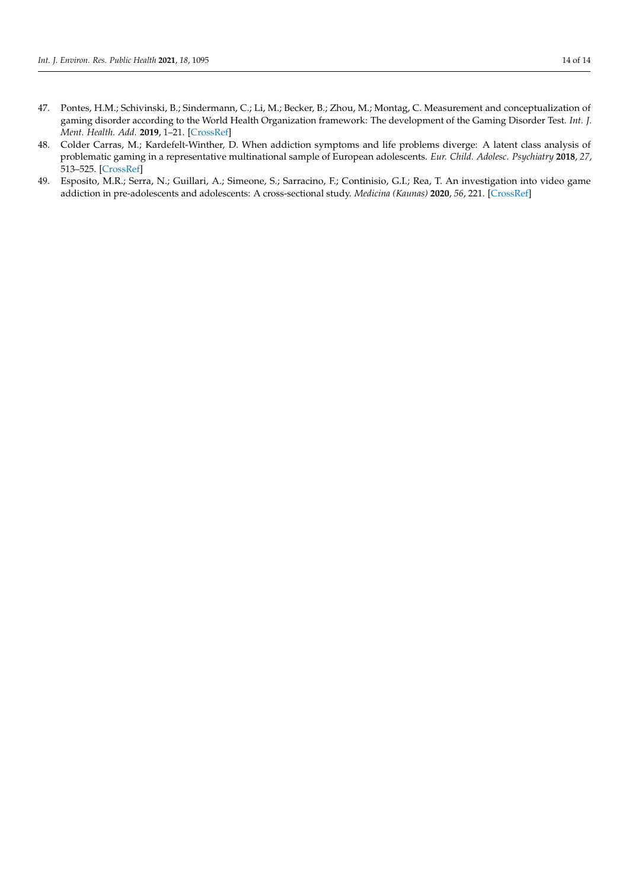47. Pontes, H.M.; Schivinski, B.; Sindermann, C.; Li, M.; Becker, B.; Zhou, M.; Montag, C. Measurement and conceptualization of gaming disorder according to the World Health Organization framework: The development of the Gaming Disorder Test. *Int. J. Ment. Health. Add.* **2019**, 1–21. [CrossRef]
48. Colder Carras, M.; Kardefelt-Winther, D. When addiction symptoms and life problems diverge: A latent class analysis of problematic gaming in a representative multinational sample of European adolescents. *Eur. Child. Adolesc. Psychiatry* **2018**, *27*, 513–525. [CrossRef]
49. Esposito, M.R.; Serra, N.; Guillari, A.; Simeone, S.; Sarracino, F.; Continisio, G.I.; Rea, T. An investigation into video game addiction in pre-adolescents and adolescents: A cross-sectional study. *Medicina (Kaunas)* **2020**, *56*, 221. [CrossRef]